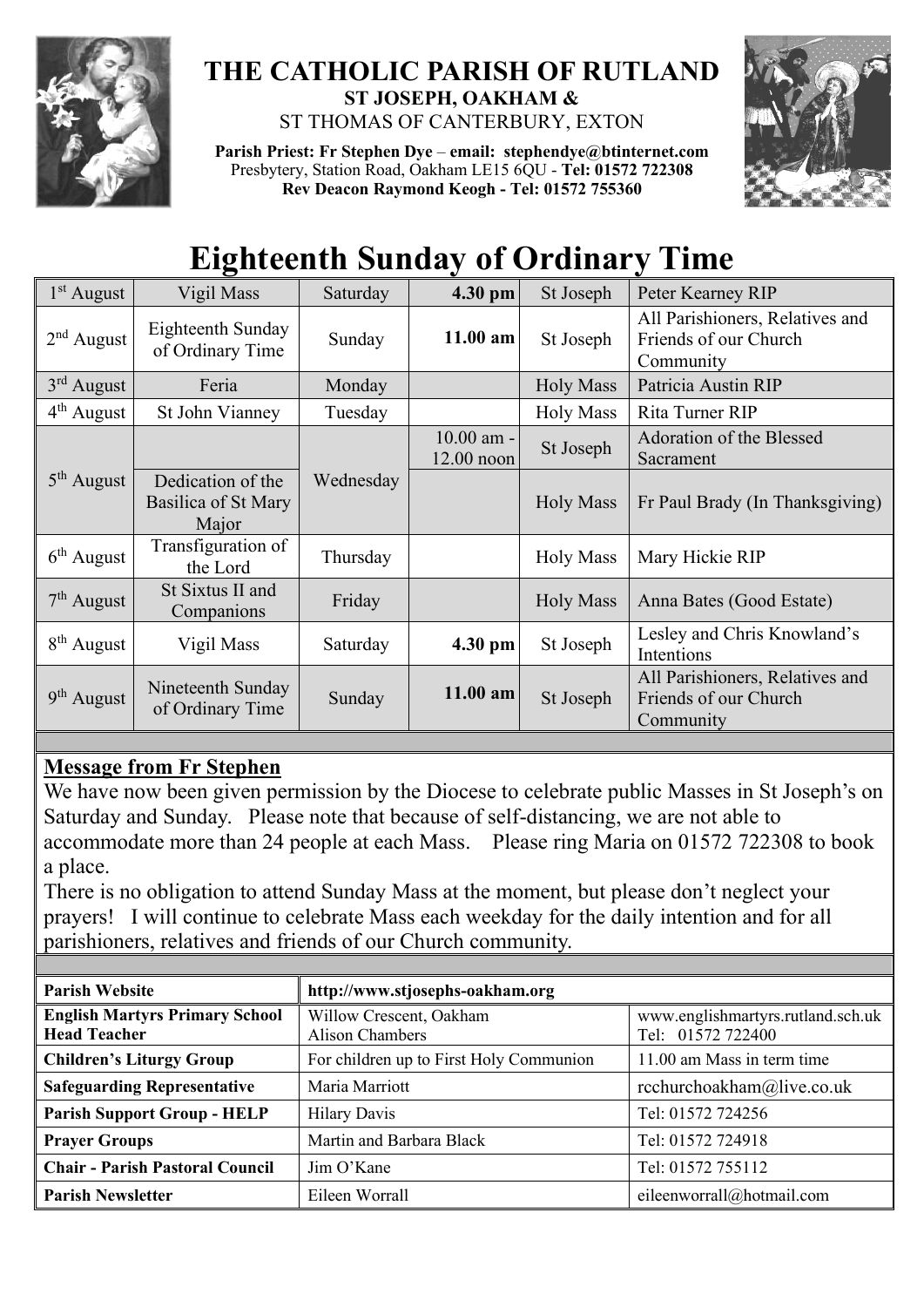# THE CATHOLIC PARISH OF RUTLAND

**ST JOSEPH, OAKHAM &**

ST THOMAS OF CANTERBURY, EXTON

**Parish Priest: Fr Stephen Dye** – **email: stephendye@btinternet.com**
Presbytery, Station Road, Oakham LE15 6QU - **Tel: 01572 722308**
**Rev Deacon Raymond Keogh - Tel: 01572 755360**

# Eighteenth Sunday of Ordinary Time

| Date | Occasion | Day | Time | Location | Intention |
|---|---|---|---|---|---|
| 1st August | Vigil Mass | Saturday | **4.30 pm** | St Joseph | Peter Kearney RIP |
| 2nd August | Eighteenth Sunday of Ordinary Time | Sunday | **11.00 am** | St Joseph | All Parishioners, Relatives and Friends of our Church Community |
| 3rd August | Feria | Monday | | Holy Mass | Patricia Austin RIP |
| 4th August | St John Vianney | Tuesday | | Holy Mass | Rita Turner RIP |
| 5th August | | Wednesday | 10.00 am - 12.00 noon | St Joseph | Adoration of the Blessed Sacrament |
| | Dedication of the Basilica of St Mary Major | | | Holy Mass | Fr Paul Brady (In Thanksgiving) |
| 6th August | Transfiguration of the Lord | Thursday | | Holy Mass | Mary Hickie RIP |
| 7th August | St Sixtus II and Companions | Friday | | Holy Mass | Anna Bates (Good Estate) |
| 8th August | Vigil Mass | Saturday | **4.30 pm** | St Joseph | Lesley and Chris Knowland's Intentions |
| 9th August | Nineteenth Sunday of Ordinary Time | Sunday | **11.00 am** | St Joseph | All Parishioners, Relatives and Friends of our Church Community |

## Message from Fr Stephen

We have now been given permission by the Diocese to celebrate public Masses in St Joseph's on Saturday and Sunday. Please note that because of self-distancing, we are not able to accommodate more than 24 people at each Mass. Please ring Maria on 01572 722308 to book a place.

There is no obligation to attend Sunday Mass at the moment, but please don't neglect your prayers! I will continue to celebrate Mass each weekday for the daily intention and for all parishioners, relatives and friends of our Church community.

| | | |
|---|---|---|
| **Parish Website** | **http://www.stjosephs-oakham.org** | |
| **English Martyrs Primary School Head Teacher** | Willow Crescent, Oakham Alison Chambers | www.englishmartyrs.rutland.sch.uk Tel: 01572 722400 |
| **Children's Liturgy Group** | For children up to First Holy Communion | 11.00 am Mass in term time |
| **Safeguarding Representative** | Maria Marriott | rcchurchoakham@live.co.uk |
| **Parish Support Group - HELP** | Hilary Davis | Tel: 01572 724256 |
| **Prayer Groups** | Martin and Barbara Black | Tel: 01572 724918 |
| **Chair - Parish Pastoral Council** | Jim O'Kane | Tel: 01572 755112 |
| **Parish Newsletter** | Eileen Worrall | eileenworrall@hotmail.com |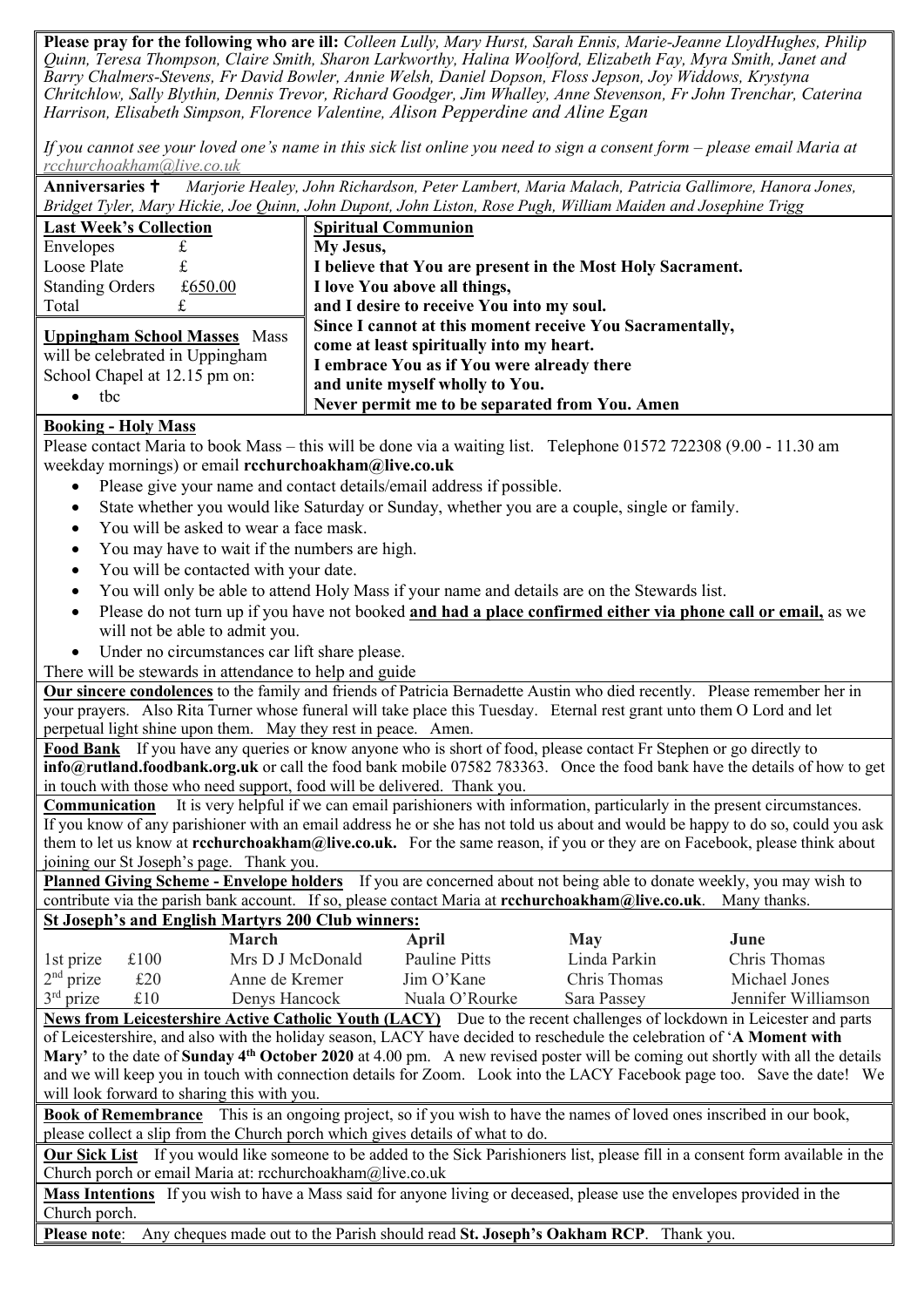**Please pray for the following who are ill:** *Colleen Lully, Mary Hurst, Sarah Ennis, Marie-Jeanne LloydHughes, Philip Quinn, Teresa Thompson, Claire Smith, Sharon Larkworthy, Halina Woolford, Elizabeth Fay, Myra Smith, Janet and Barry Chalmers-Stevens, Fr David Bowler, Annie Welsh, Daniel Dopson, Floss Jepson, Joy Widdows, Krystyna Chritchlow, Sally Blythin, Dennis Trevor, Richard Goodger, Jim Whalley, Anne Stevenson, Fr John Trenchar, Caterina Harrison, Elisabeth Simpson, Florence Valentine, Alison Pepperdine and Aline Egan*

*If you cannot see your loved one's name in this sick list online you need to sign a consent form – please email Maria at rcchurchoakham@live.co.uk*

**Anniversaries ✝** *Marjorie Healey, John Richardson, Peter Lambert, Maria Malach, Patricia Gallimore, Hanora Jones, Bridget Tyler, Mary Hickie, Joe Quinn, John Dupont, John Liston, Rose Pugh, William Maiden and Josephine Trigg*

**Last Week's Collection**

| | |
|---|---|
| Envelopes | £ |
| Loose Plate | £ |
| Standing Orders | £650.00 |
| Total | £ |

**Uppingham School Masses** Mass will be celebrated in Uppingham School Chapel at 12.15 pm on:

- tbc

**Spiritual Communion**

**My Jesus,**
**I believe that You are present in the Most Holy Sacrament.**
**I love You above all things,**
**and I desire to receive You into my soul.**
**Since I cannot at this moment receive You Sacramentally,**
**come at least spiritually into my heart.**
**I embrace You as if You were already there**
**and unite myself wholly to You.**
**Never permit me to be separated from You. Amen**

**Booking - Holy Mass**

Please contact Maria to book Mass – this will be done via a waiting list. Telephone 01572 722308 (9.00 - 11.30 am weekday mornings) or email **rcchurchoakham@live.co.uk**

- Please give your name and contact details/email address if possible.
- State whether you would like Saturday or Sunday, whether you are a couple, single or family.
- You will be asked to wear a face mask.
- You may have to wait if the numbers are high.
- You will be contacted with your date.
- You will only be able to attend Holy Mass if your name and details are on the Stewards list.
- Please do not turn up if you have not booked **and had a place confirmed either via phone call or email,** as we will not be able to admit you.
- Under no circumstances car lift share please.

There will be stewards in attendance to help and guide

**Our sincere condolences** to the family and friends of Patricia Bernadette Austin who died recently. Please remember her in your prayers. Also Rita Turner whose funeral will take place this Tuesday. Eternal rest grant unto them O Lord and let perpetual light shine upon them. May they rest in peace. Amen.

**Food Bank** If you have any queries or know anyone who is short of food, please contact Fr Stephen or go directly to **info@rutland.foodbank.org.uk** or call the food bank mobile 07582 783363. Once the food bank have the details of how to get in touch with those who need support, food will be delivered. Thank you.

**Communication** It is very helpful if we can email parishioners with information, particularly in the present circumstances. If you know of any parishioner with an email address he or she has not told us about and would be happy to do so, could you ask them to let us know at **rcchurchoakham@live.co.uk.** For the same reason, if you or they are on Facebook, please think about joining our St Joseph's page. Thank you.

**Planned Giving Scheme - Envelope holders** If you are concerned about not being able to donate weekly, you may wish to contribute via the parish bank account. If so, please contact Maria at **rcchurchoakham@live.co.uk**. Many thanks.

**St Joseph's and English Martyrs 200 Club winners:**

| | | March | April | May | June |
|---|---|---|---|---|---|
| 1st prize | £100 | Mrs D J McDonald | Pauline Pitts | Linda Parkin | Chris Thomas |
| 2nd prize | £20 | Anne de Kremer | Jim O'Kane | Chris Thomas | Michael Jones |
| 3rd prize | £10 | Denys Hancock | Nuala O'Rourke | Sara Passey | Jennifer Williamson |

**News from Leicestershire Active Catholic Youth (LACY)** Due to the recent challenges of lockdown in Leicester and parts of Leicestershire, and also with the holiday season, LACY have decided to reschedule the celebration of '**A Moment with Mary'** to the date of **Sunday 4th October 2020** at 4.00 pm. A new revised poster will be coming out shortly with all the details and we will keep you in touch with connection details for Zoom. Look into the LACY Facebook page too. Save the date! We will look forward to sharing this with you.

**Book of Remembrance** This is an ongoing project, so if you wish to have the names of loved ones inscribed in our book, please collect a slip from the Church porch which gives details of what to do.

**Our Sick List** If you would like someone to be added to the Sick Parishioners list, please fill in a consent form available in the Church porch or email Maria at: rcchurchoakham@live.co.uk

**Mass Intentions** If you wish to have a Mass said for anyone living or deceased, please use the envelopes provided in the Church porch.

**Please note**: Any cheques made out to the Parish should read **St. Joseph's Oakham RCP**. Thank you.